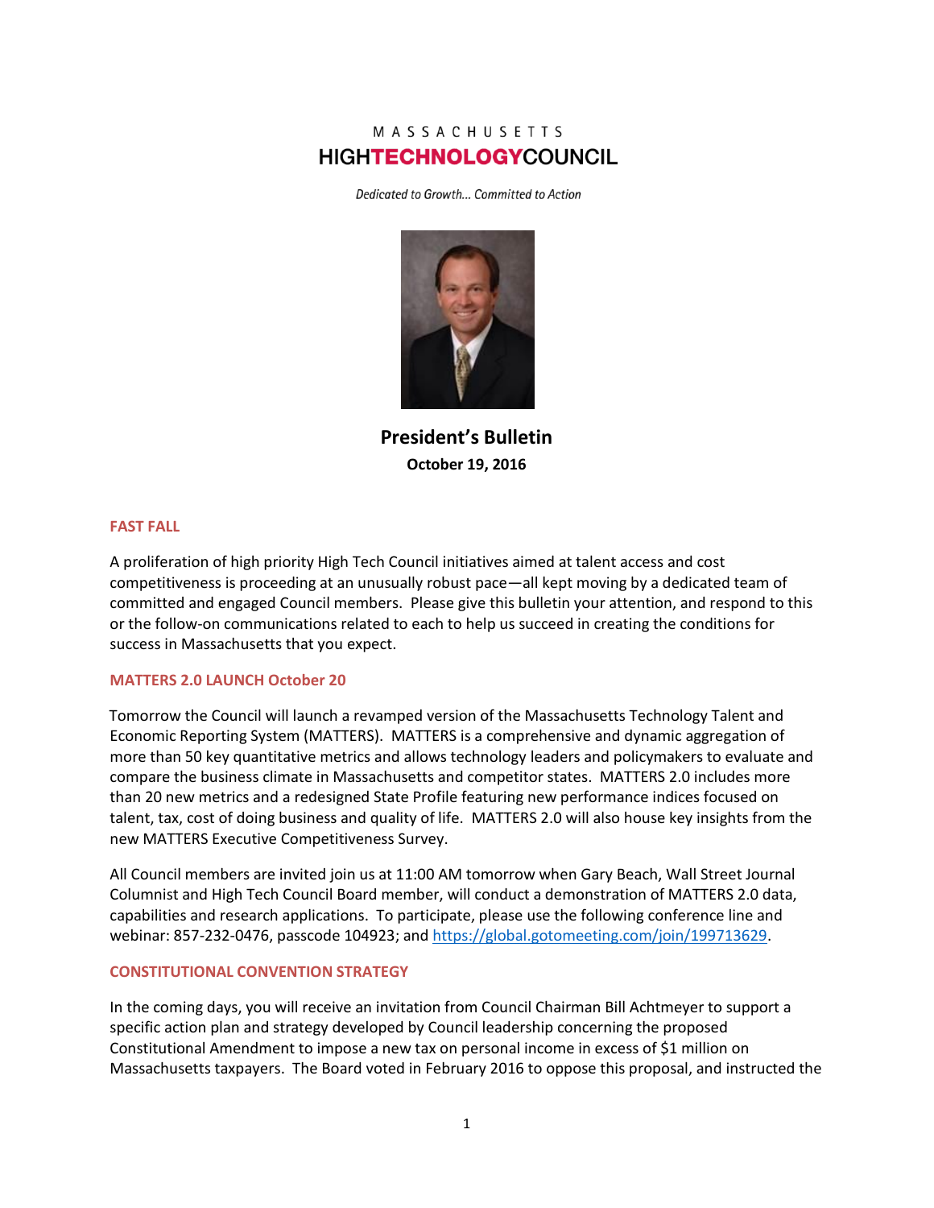MASSACHUSETTS

**HIGHTECHNOLOGYCOUNCIL**

*Dedicated to Growth... Committed to Action*

# President's Bulletin

**October 19, 2016**

## FAST FALL

A proliferation of high priority High Tech Council initiatives aimed at talent access and cost competitiveness is proceeding at an unusually robust pace—all kept moving by a dedicated team of committed and engaged Council members. Please give this bulletin your attention, and respond to this or the follow-on communications related to each to help us succeed in creating the conditions for success in Massachusetts that you expect.

## MATTERS 2.0 LAUNCH October 20

Tomorrow the Council will launch a revamped version of the Massachusetts Technology Talent and Economic Reporting System (MATTERS). MATTERS is a comprehensive and dynamic aggregation of more than 50 key quantitative metrics and allows technology leaders and policymakers to evaluate and compare the business climate in Massachusetts and competitor states. MATTERS 2.0 includes more than 20 new metrics and a redesigned State Profile featuring new performance indices focused on talent, tax, cost of doing business and quality of life. MATTERS 2.0 will also house key insights from the new MATTERS Executive Competitiveness Survey.

All Council members are invited join us at 11:00 AM tomorrow when Gary Beach, Wall Street Journal Columnist and High Tech Council Board member, will conduct a demonstration of MATTERS 2.0 data, capabilities and research applications. To participate, please use the following conference line and webinar: 857-232-0476, passcode 104923; and https://global.gotomeeting.com/join/199713629.

## CONSTITUTIONAL CONVENTION STRATEGY

In the coming days, you will receive an invitation from Council Chairman Bill Achtmeyer to support a specific action plan and strategy developed by Council leadership concerning the proposed Constitutional Amendment to impose a new tax on personal income in excess of $1 million on Massachusetts taxpayers. The Board voted in February 2016 to oppose this proposal, and instructed the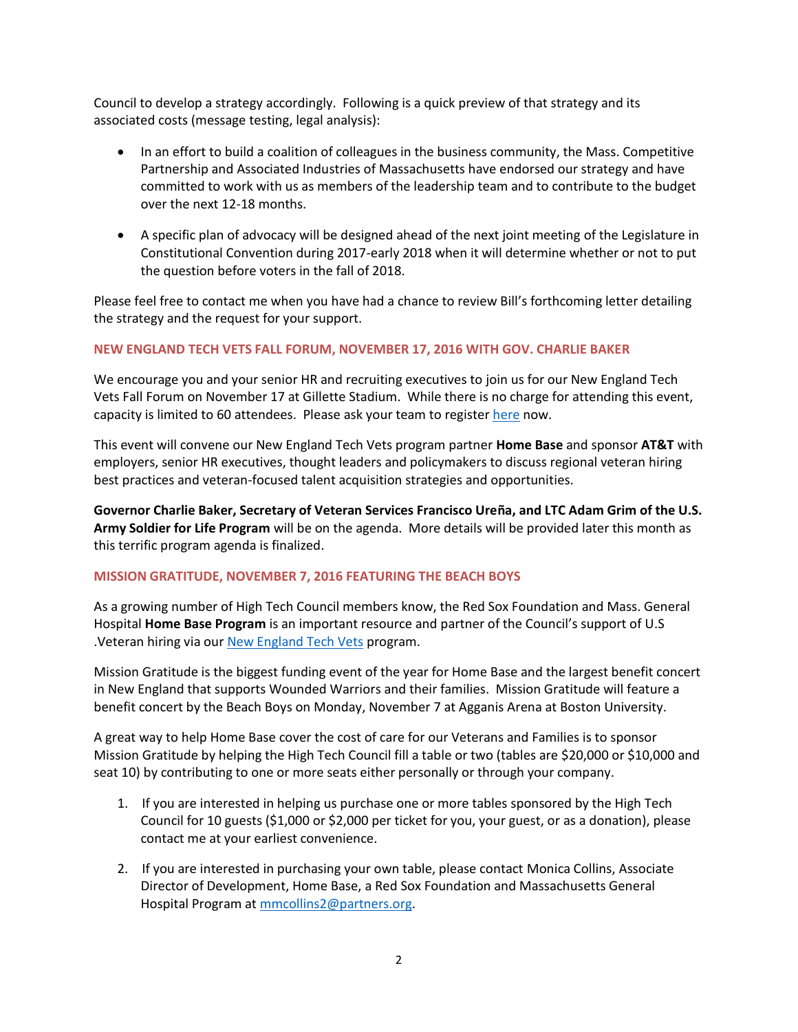Council to develop a strategy accordingly. Following is a quick preview of that strategy and its associated costs (message testing, legal analysis):

- In an effort to build a coalition of colleagues in the business community, the Mass. Competitive Partnership and Associated Industries of Massachusetts have endorsed our strategy and have committed to work with us as members of the leadership team and to contribute to the budget over the next 12-18 months.

- A specific plan of advocacy will be designed ahead of the next joint meeting of the Legislature in Constitutional Convention during 2017-early 2018 when it will determine whether or not to put the question before voters in the fall of 2018.

Please feel free to contact me when you have had a chance to review Bill's forthcoming letter detailing the strategy and the request for your support.

### NEW ENGLAND TECH VETS FALL FORUM, NOVEMBER 17, 2016 WITH GOV. CHARLIE BAKER

We encourage you and your senior HR and recruiting executives to join us for our New England Tech Vets Fall Forum on November 17 at Gillette Stadium. While there is no charge for attending this event, capacity is limited to 60 attendees. Please ask your team to register here now.

This event will convene our New England Tech Vets program partner **Home Base** and sponsor **AT&T** with employers, senior HR executives, thought leaders and policymakers to discuss regional veteran hiring best practices and veteran-focused talent acquisition strategies and opportunities.

**Governor Charlie Baker, Secretary of Veteran Services Francisco Ureña, and LTC Adam Grim of the U.S. Army Soldier for Life Program** will be on the agenda. More details will be provided later this month as this terrific program agenda is finalized.

### MISSION GRATITUDE, NOVEMBER 7, 2016 FEATURING THE BEACH BOYS

As a growing number of High Tech Council members know, the Red Sox Foundation and Mass. General Hospital **Home Base Program** is an important resource and partner of the Council's support of U.S .Veteran hiring via our New England Tech Vets program.

Mission Gratitude is the biggest funding event of the year for Home Base and the largest benefit concert in New England that supports Wounded Warriors and their families. Mission Gratitude will feature a benefit concert by the Beach Boys on Monday, November 7 at Agganis Arena at Boston University.

A great way to help Home Base cover the cost of care for our Veterans and Families is to sponsor Mission Gratitude by helping the High Tech Council fill a table or two (tables are $20,000 or $10,000 and seat 10) by contributing to one or more seats either personally or through your company.

1. If you are interested in helping us purchase one or more tables sponsored by the High Tech Council for 10 guests ($1,000 or $2,000 per ticket for you, your guest, or as a donation), please contact me at your earliest convenience.

2. If you are interested in purchasing your own table, please contact Monica Collins, Associate Director of Development, Home Base, a Red Sox Foundation and Massachusetts General Hospital Program at mmcollins2@partners.org.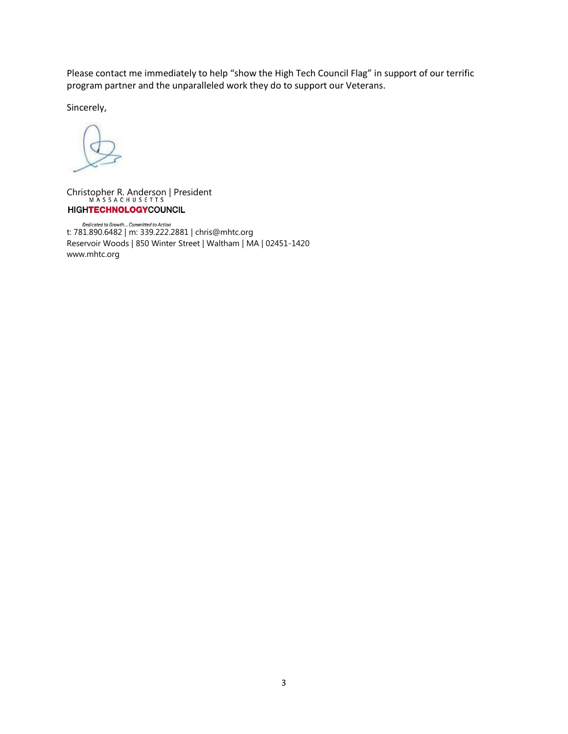Please contact me immediately to help "show the High Tech Council Flag" in support of our terrific program partner and the unparalleled work they do to support our Veterans.

Sincerely,

Christopher R. Anderson | President

MASSACHUSETTS
HIGH**TECHNOLOGY**COUNCIL

*Dedicated to Growth... Committed to Action*

t: 781.890.6482 | m: 339.222.2881 | chris@mhtc.org
Reservoir Woods | 850 Winter Street | Waltham | MA | 02451-1420
www.mhtc.org